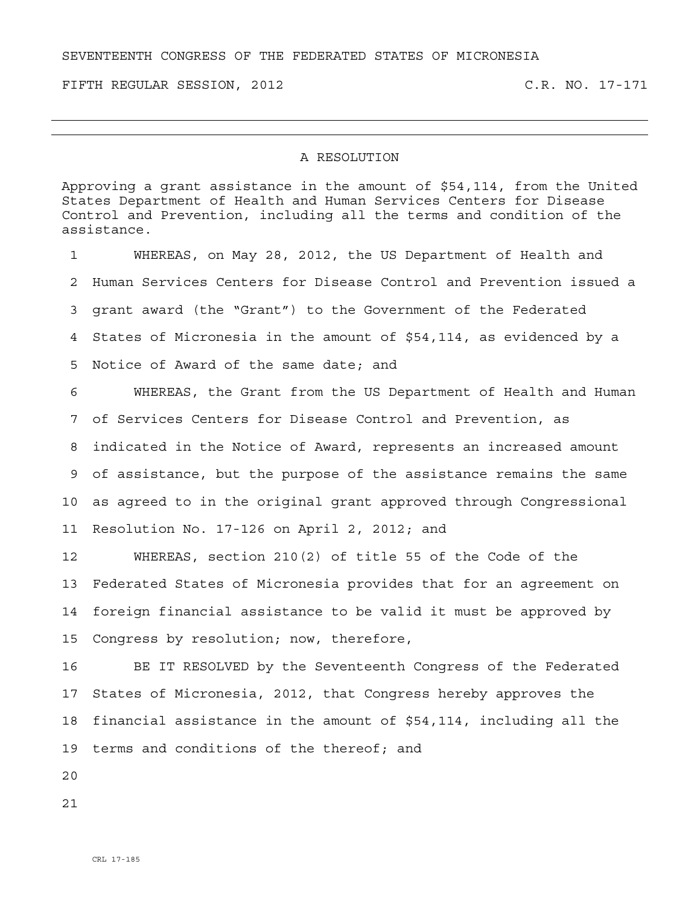SEVENTEENTH CONGRESS OF THE FEDERATED STATES OF MICRONESIA

FIFTH REGULAR SESSION, 2012 C.R. NO. 17-171

---

## A RESOLUTION

Approving a grant assistance in the amount of $54,114, from the United States Department of Health and Human Services Centers for Disease Control and Prevention, including all the terms and condition of the assistance.

1 WHEREAS, on May 28, 2012, the US Department of Health and
2 Human Services Centers for Disease Control and Prevention issued a
3 grant award (the “Grant”) to the Government of the Federated
4 States of Micronesia in the amount of $54,114, as evidenced by a
5 Notice of Award of the same date; and

6 WHEREAS, the Grant from the US Department of Health and Human
7 of Services Centers for Disease Control and Prevention, as
8 indicated in the Notice of Award, represents an increased amount
9 of assistance, but the purpose of the assistance remains the same
10 as agreed to in the original grant approved through Congressional
11 Resolution No. 17-126 on April 2, 2012; and

12 WHEREAS, section 210(2) of title 55 of the Code of the
13 Federated States of Micronesia provides that for an agreement on
14 foreign financial assistance to be valid it must be approved by
15 Congress by resolution; now, therefore,

16 BE IT RESOLVED by the Seventeenth Congress of the Federated
17 States of Micronesia, 2012, that Congress hereby approves the
18 financial assistance in the amount of $54,114, including all the
19 terms and conditions of the thereof; and

20

21

CRL 17-185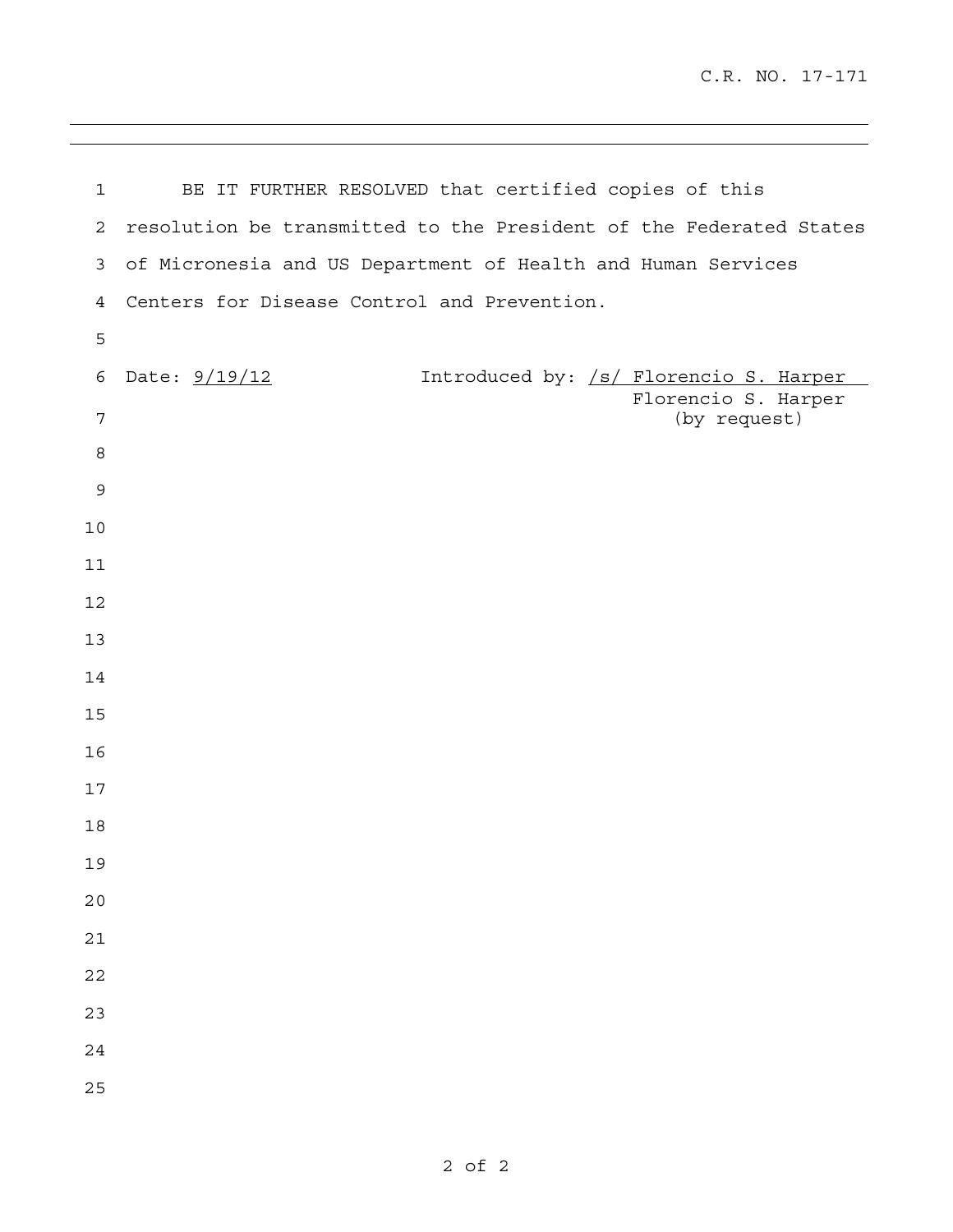C.R. NO. 17-171

BE IT FURTHER RESOLVED that certified copies of this resolution be transmitted to the President of the Federated States of Micronesia and US Department of Health and Human Services Centers for Disease Control and Prevention.

Date: 9/19/12

Introduced by: /s/ Florencio S. Harper
Florencio S. Harper
(by request)